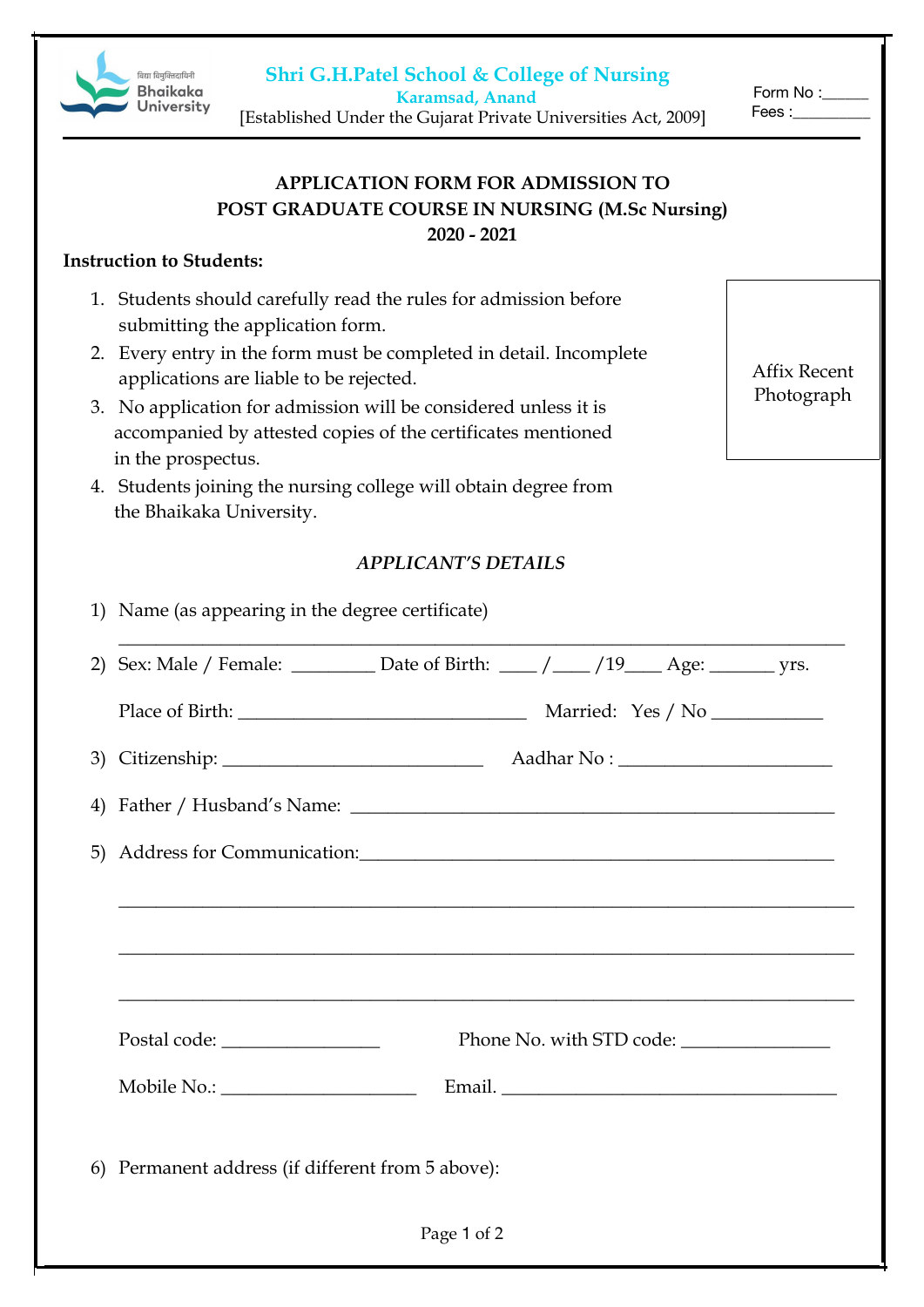विद्या विमुक्तिदायिनी
Bhaikaka University

**Shri G.H.Patel School & College of Nursing**
**Karamsad, Anand**
[Established Under the Gujarat Private Universities Act, 2009]

Form No :_____
Fees :_________

## APPLICATION FORM FOR ADMISSION TO POST GRADUATE COURSE IN NURSING (M.Sc Nursing) 2020 - 2021

**Instruction to Students:**

Affix Recent Photograph

1. Students should carefully read the rules for admission before submitting the application form.
2. Every entry in the form must be completed in detail. Incomplete applications are liable to be rejected.
3. No application for admission will be considered unless it is accompanied by attested copies of the certificates mentioned in the prospectus.
4. Students joining the nursing college will obtain degree from the Bhaikaka University.

### *APPLICANT'S DETAILS*

1) Name (as appearing in the degree certificate)
_______________________________________________________________________

2) Sex: Male / Female: _________ Date of Birth: ____ /____ /19____ Age: _______ yrs.

   Place of Birth: ______________________________ Married: Yes / No ___________

3) Citizenship: ___________________________ Aadhar No : _____________________

4) Father / Husband's Name: _______________________________________________

5) Address for Communication:______________________________________________

   _______________________________________________________________________

   _______________________________________________________________________

   _______________________________________________________________________

   Postal code: ________________ Phone No. with STD code: _______________

   Mobile No.: ____________________ Email. __________________________________

6) Permanent address (if different from 5 above):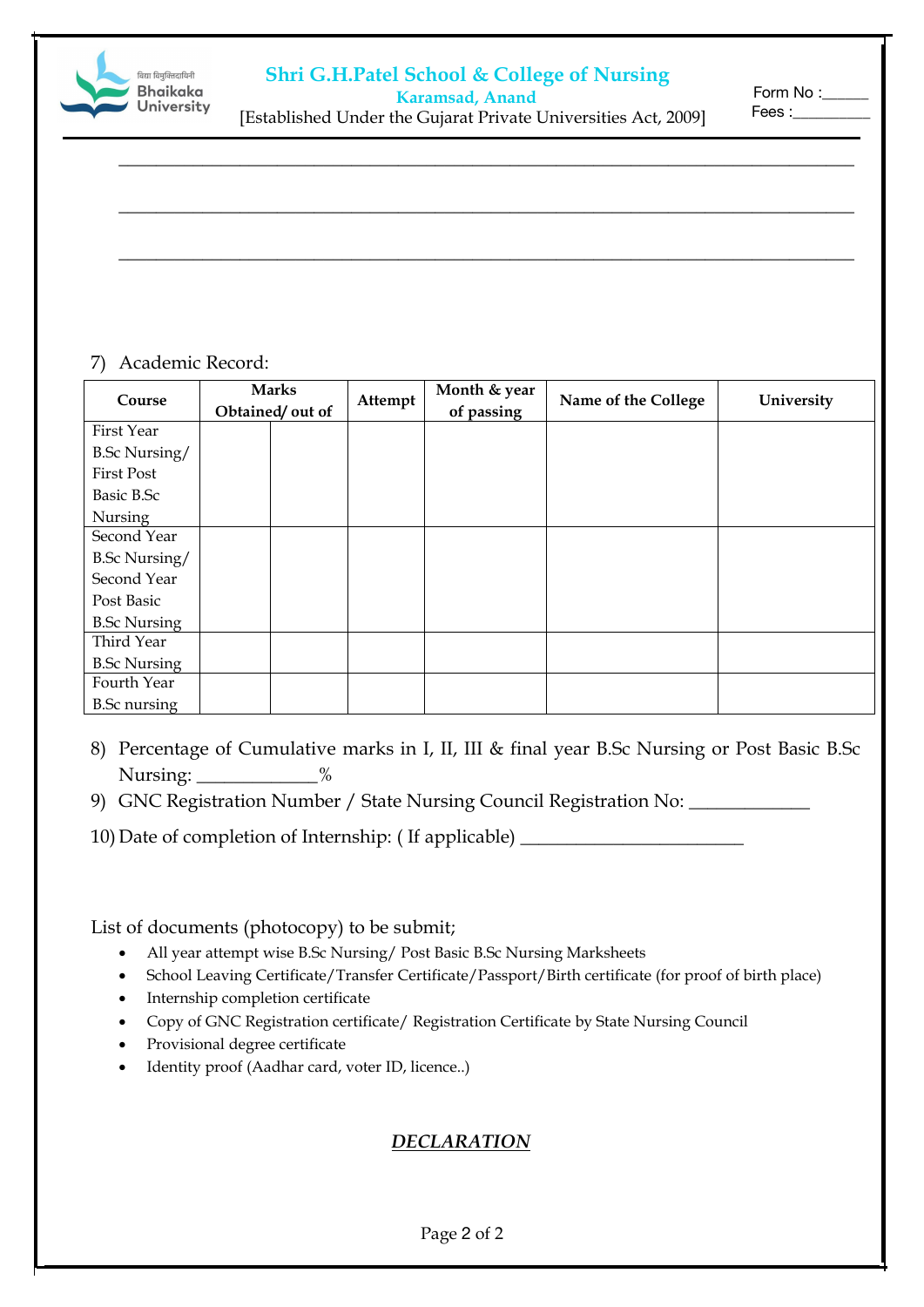Shri G.H.Patel School & College of Nursing

Karamsad, Anand

[Established Under the Gujarat Private Universities Act, 2009]

Form No :_____

Fees :_________

_______________________________________________________________________________

_______________________________________________________________________________

_______________________________________________________________________________

7) Academic Record:

| Course | Marks Obtained/ out of | | Attempt | Month & year of passing | Name of the College | University |
|---|---|---|---|---|---|---|
| First Year B.Sc Nursing/ First Post Basic B.Sc Nursing | | | | | | |
| Second Year B.Sc Nursing/ Second Year Post Basic B.Sc Nursing | | | | | | |
| Third Year B.Sc Nursing | | | | | | |
| Fourth Year B.Sc nursing | | | | | | |

8) Percentage of Cumulative marks in I, II, III & final year B.Sc Nursing or Post Basic B.Sc Nursing: ____________%

9) GNC Registration Number / State Nursing Council Registration No: ____________

10) Date of completion of Internship: ( If applicable) _______________________

List of documents (photocopy) to be submit;

- All year attempt wise B.Sc Nursing/ Post Basic B.Sc Nursing Marksheets
- School Leaving Certificate/Transfer Certificate/Passport/Birth certificate (for proof of birth place)
- Internship completion certificate
- Copy of GNC Registration certificate/ Registration Certificate by State Nursing Council
- Provisional degree certificate
- Identity proof (Aadhar card, voter ID, licence..)

***DECLARATION***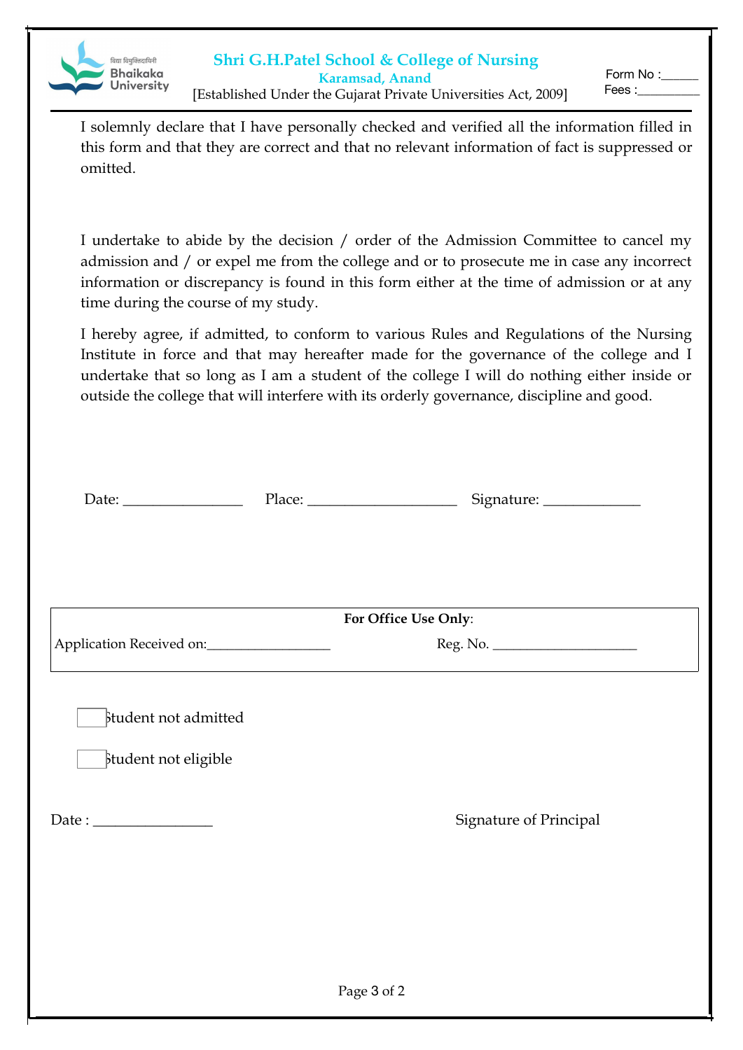Shri G.H.Patel School & College of Nursing
Karamsad, Anand
[Established Under the Gujarat Private Universities Act, 2009]

Form No :_____
Fees :_________

I solemnly declare that I have personally checked and verified all the information filled in this form and that they are correct and that no relevant information of fact is suppressed or omitted.

I undertake to abide by the decision / order of the Admission Committee to cancel my admission and / or expel me from the college and or to prosecute me in case any incorrect information or discrepancy is found in this form either at the time of admission or at any time during the course of my study.

I hereby agree, if admitted, to conform to various Rules and Regulations of the Nursing Institute in force and that may hereafter made for the governance of the college and I undertake that so long as I am a student of the college I will do nothing either inside or outside the college that will interfere with its orderly governance, discipline and good.

Date: _______________ Place: ___________________ Signature: ____________

**For Office Use Only**:

Application Received on:________________ Reg. No. ___________________

☐ Student not admitted

☐ Student not eligible

Date : _______________ Signature of Principal